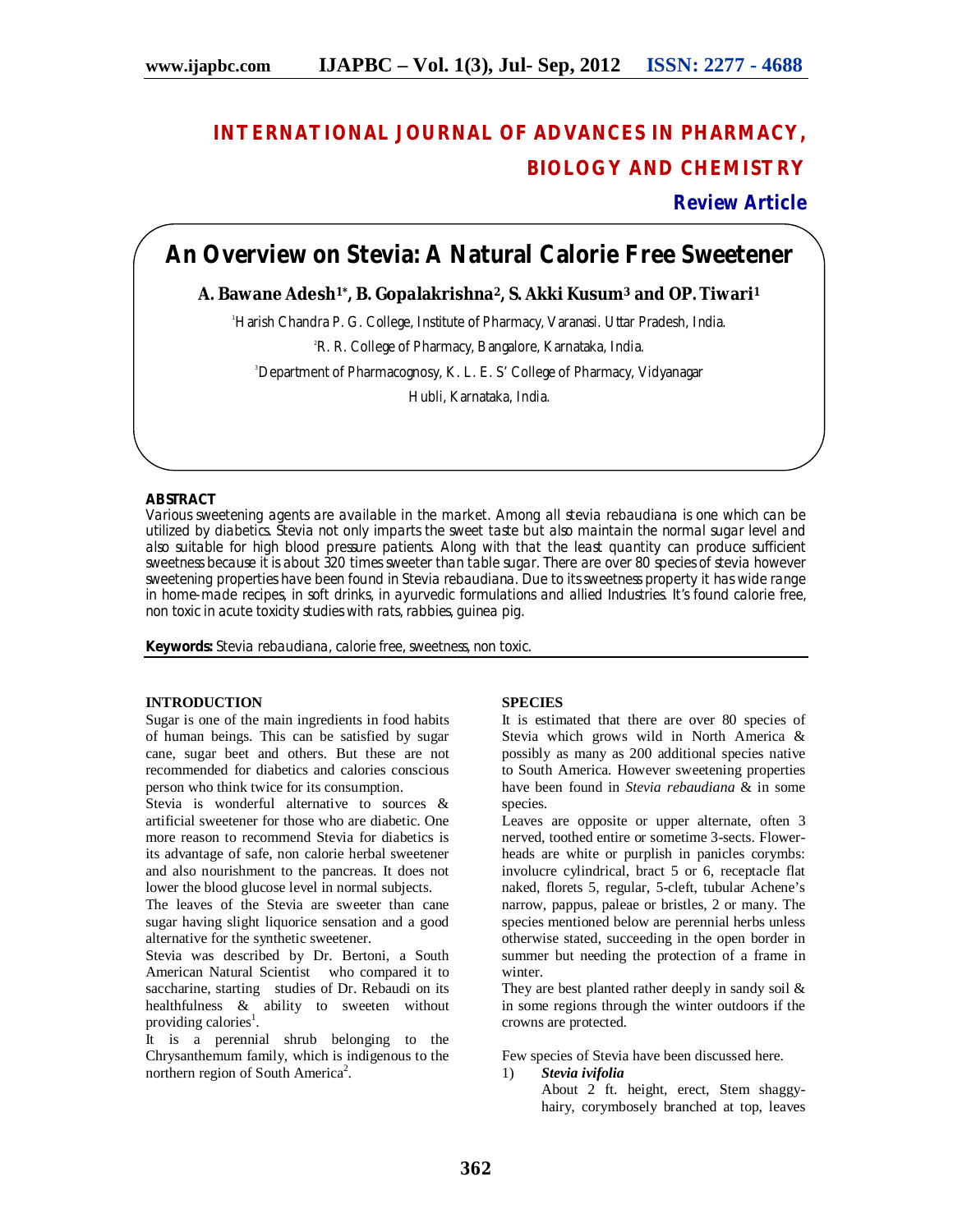# INTERNATIONAL JOURNAL OF ADVANCES IN PHARMACY, BIOLOGY AND CHEMISTRY

**Review Article**

## An Overview on Stevia: A Natural Calorie Free Sweetener

**A. Bawane Adesh[1]*, B. Gopalakrishna[2], S. Akki Kusum[3] and OP. Tiwari[1]**

[1]Harish Chandra P. G. College, Institute of Pharmacy, Varanasi. Uttar Pradesh, India.

[2]R. R. College of Pharmacy, Bangalore, Karnataka, India.

[3]Department of Pharmacognosy, K. L. E. S' College of Pharmacy, Vidyanagar Hubli, Karnataka, India.

### ABSTRACT

Various sweetening agents are available in the market. Among all stevia rebaudiana is one which can be utilized by diabetics. Stevia not only imparts the sweet taste but also maintain the normal sugar level and also suitable for high blood pressure patients. Along with that the least quantity can produce sufficient sweetness because it is about 320 times sweeter than table sugar. There are over 80 species of stevia however sweetening properties have been found in Stevia rebaudiana. Due to its sweetness property it has wide range in home-made recipes, in soft drinks, in ayurvedic formulations and allied Industries. It's found calorie free, non toxic in acute toxicity studies with rats, rabbies, guinea pig.

**Keywords:** Stevia rebaudiana, calorie free, sweetness, non toxic.

### INTRODUCTION

Sugar is one of the main ingredients in food habits of human beings. This can be satisfied by sugar cane, sugar beet and others. But these are not recommended for diabetics and calories conscious person who think twice for its consumption.

Stevia is wonderful alternative to sources & artificial sweetener for those who are diabetic. One more reason to recommend Stevia for diabetics is its advantage of safe, non calorie herbal sweetener and also nourishment to the pancreas. It does not lower the blood glucose level in normal subjects.

The leaves of the Stevia are sweeter than cane sugar having slight liquorice sensation and a good alternative for the synthetic sweetener.

Stevia was described by Dr. Bertoni, a South American Natural Scientist who compared it to saccharine, starting studies of Dr. Rebaudi on its healthfulness & ability to sweeten without providing calories[1].

It is a perennial shrub belonging to the Chrysanthemum family, which is indigenous to the northern region of South America[2].

### SPECIES

It is estimated that there are over 80 species of Stevia which grows wild in North America & possibly as many as 200 additional species native to South America. However sweetening properties have been found in *Stevia rebaudiana* & in some species.

Leaves are opposite or upper alternate, often 3 nerved, toothed entire or sometime 3-sects. Flower-heads are white or purplish in panicles corymbs: involucre cylindrical, bract 5 or 6, receptacle flat naked, florets 5, regular, 5-cleft, tubular Achene's narrow, pappus, paleae or bristles, 2 or many. The species mentioned below are perennial herbs unless otherwise stated, succeeding in the open border in summer but needing the protection of a frame in winter.

They are best planted rather deeply in sandy soil & in some regions through the winter outdoors if the crowns are protected.

Few species of Stevia have been discussed here.

1) ***Stevia ivifolia***

   About 2 ft. height, erect, Stem shaggy-hairy, corymbosely branched at top, leaves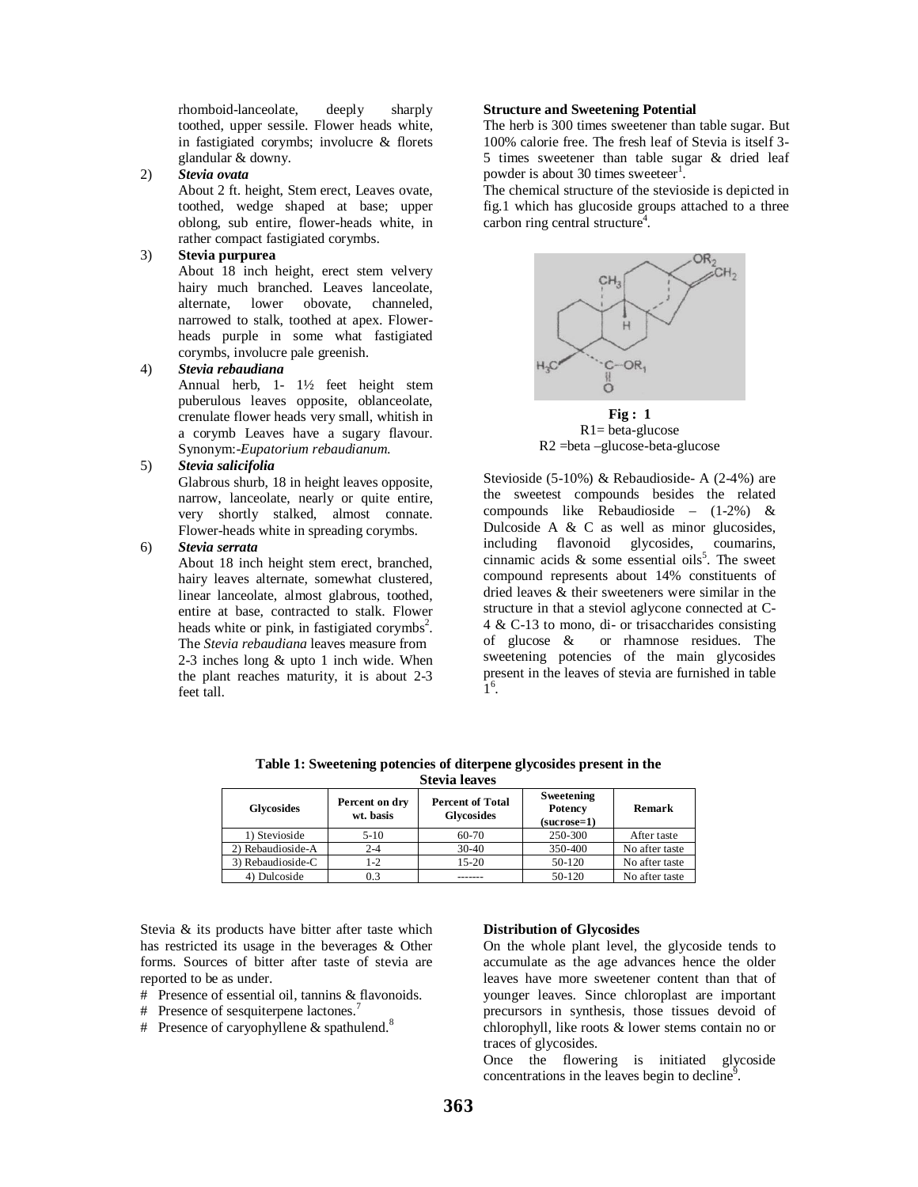rhomboid-lanceolate, deeply sharply toothed, upper sessile. Flower heads white, in fastigiated corymbs; involucre & florets glandular & downy.

2) ***Stevia ovata***
About 2 ft. height, Stem erect, Leaves ovate, toothed, wedge shaped at base; upper oblong, sub entire, flower-heads white, in rather compact fastigiated corymbs.

3) **Stevia purpurea**
About 18 inch height, erect stem velvery hairy much branched. Leaves lanceolate, alternate, lower obovate, channeled, narrowed to stalk, toothed at apex. Flower-heads purple in some what fastigiated corymbs, involucre pale greenish.

4) ***Stevia rebaudiana***
Annual herb, 1- 1½ feet height stem puberulous leaves opposite, oblanceolate, crenulate flower heads very small, whitish in a corymb Leaves have a sugary flavour. Synonym:-*Eupatorium rebaudianum.*

5) ***Stevia salicifolia***
Glabrous shurb, 18 in height leaves opposite, narrow, lanceolate, nearly or quite entire, very shortly stalked, almost connate. Flower-heads white in spreading corymbs.

6) ***Stevia serrata***
About 18 inch height stem erect, branched, hairy leaves alternate, somewhat clustered, linear lanceolate, almost glabrous, toothed, entire at base, contracted to stalk. Flower heads white or pink, in fastigiated corymbs[2].
The *Stevia rebaudiana* leaves measure from 2-3 inches long & upto 1 inch wide. When the plant reaches maturity, it is about 2-3 feet tall.

**Structure and Sweetening Potential**

The herb is 300 times sweetener than table sugar. But 100% calorie free. The fresh leaf of Stevia is itself 3-5 times sweetener than table sugar & dried leaf powder is about 30 times sweeteer[1].

The chemical structure of the stevioside is depicted in fig.1 which has glucoside groups attached to a three carbon ring central structure[4].

**Fig : 1**
R1= beta-glucose
R2 =beta –glucose-beta-glucose

Stevioside (5-10%) & Rebaudioside- A (2-4%) are the sweetest compounds besides the related compounds like Rebaudioside – (1-2%) & Dulcoside A & C as well as minor glucosides, including flavonoid glycosides, coumarins, cinnamic acids & some essential oils[5]. The sweet compound represents about 14% constituents of dried leaves & their sweeteners were similar in the structure in that a steviol aglycone connected at C-4 & C-13 to mono, di- or trisaccharides consisting of glucose & or rhamnose residues. The sweetening potencies of the main glycosides present in the leaves of stevia are furnished in table 1[6].

**Table 1: Sweetening potencies of diterpene glycosides present in the Stevia leaves**

| Glycosides | Percent on dry wt. basis | Percent of Total Glycosides | Sweetening Potency (sucrose=1) | Remark |
|---|---|---|---|---|
| 1) Stevioside | 5-10 | 60-70 | 250-300 | After taste |
| 2) Rebaudioside-A | 2-4 | 30-40 | 350-400 | No after taste |
| 3) Rebaudioside-C | 1-2 | 15-20 | 50-120 | No after taste |
| 4) Dulcoside | 0.3 | ------- | 50-120 | No after taste |

Stevia & its products have bitter after taste which has restricted its usage in the beverages & Other forms. Sources of bitter after taste of stevia are reported to be as under.

- # Presence of essential oil, tannins & flavonoids.
- # Presence of sesquiterpene lactones.[7]
- # Presence of caryophyllene & spathulend.[8]

**Distribution of Glycosides**

On the whole plant level, the glycoside tends to accumulate as the age advances hence the older leaves have more sweetener content than that of younger leaves. Since chloroplast are important precursors in synthesis, those tissues devoid of chlorophyll, like roots & lower stems contain no or traces of glycosides.

Once the flowering is initiated glycoside concentrations in the leaves begin to decline[9].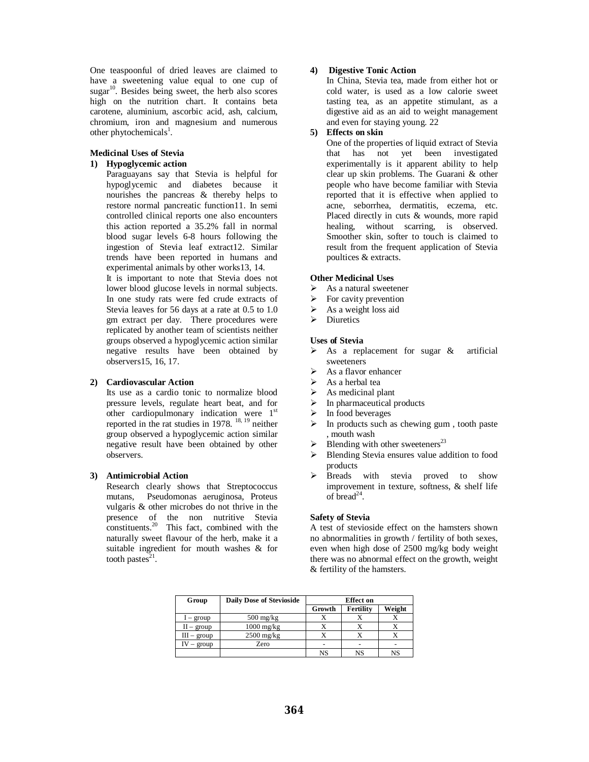One teaspoonful of dried leaves are claimed to have a sweetening value equal to one cup of sugar[10]. Besides being sweet, the herb also scores high on the nutrition chart. It contains beta carotene, aluminium, ascorbic acid, ash, calcium, chromium, iron and magnesium and numerous other phytochemicals[1].

**Medicinal Uses of Stevia**

1) **Hypoglycemic action**

   Paraguayans say that Stevia is helpful for hypoglycemic and diabetes because it nourishes the pancreas & thereby helps to restore normal pancreatic function11. In semi controlled clinical reports one also encounters this action reported a 35.2% fall in normal blood sugar levels 6-8 hours following the ingestion of Stevia leaf extract12. Similar trends have been reported in humans and experimental animals by other works13, 14.

   It is important to note that Stevia does not lower blood glucose levels in normal subjects. In one study rats were fed crude extracts of Stevia leaves for 56 days at a rate at 0.5 to 1.0 gm extract per day. There procedures were replicated by another team of scientists neither groups observed a hypoglycemic action similar negative results have been obtained by observers15, 16, 17.

2) **Cardiovascular Action**

   Its use as a cardio tonic to normalize blood pressure levels, regulate heart beat, and for other cardiopulmonary indication were 1st reported in the rat studies in 1978. [18, 19] neither group observed a hypoglycemic action similar negative result have been obtained by other observers.

3) **Antimicrobial Action**

   Research clearly shows that Streptococcus mutans, Pseudomonas aeruginosa, Proteus vulgaris & other microbes do not thrive in the presence of the non nutritive Stevia constituents.[20] This fact, combined with the naturally sweet flavour of the herb, make it a suitable ingredient for mouth washes & for tooth pastes[21].

4) **Digestive Tonic Action**

   In China, Stevia tea, made from either hot or cold water, is used as a low calorie sweet tasting tea, as an appetite stimulant, as a digestive aid as an aid to weight management and even for staying young. 22

5) **Effects on skin**

   One of the properties of liquid extract of Stevia that has not yet been investigated experimentally is it apparent ability to help clear up skin problems. The Guarani & other people who have become familiar with Stevia reported that it is effective when applied to acne, seborrhea, dermatitis, eczema, etc. Placed directly in cuts & wounds, more rapid healing, without scarring, is observed. Smoother skin, softer to touch is claimed to result from the frequent application of Stevia poultices & extracts.

**Other Medicinal Uses**

- As a natural sweetener
- For cavity prevention
- As a weight loss aid
- Diuretics

**Uses of Stevia**

- As a replacement for sugar & artificial sweeteners
- As a flavor enhancer
- As a herbal tea
- As medicinal plant
- In pharmaceutical products
- In food beverages
- In products such as chewing gum , tooth paste , mouth wash
- Blending with other sweeteners[23]
- Blending Stevia ensures value addition to food products
- Breads with stevia proved to show improvement in texture, softness, & shelf life of bread[24].

**Safety of Stevia**

A test of stevioside effect on the hamsters shown no abnormalities in growth / fertility of both sexes, even when high dose of 2500 mg/kg body weight there was no abnormal effect on the growth, weight & fertility of the hamsters.

| Group | Daily Dose of Stevioside | Effect on | | |
|---|---|---|---|---|
| | | Growth | Fertility | Weight |
| I – group | 500 mg/kg | X | X | X |
| II – group | 1000 mg/kg | X | X | X |
| III – group | 2500 mg/kg | X | X | X |
| IV – group | Zero | - | - | - |
| | | NS | NS | NS |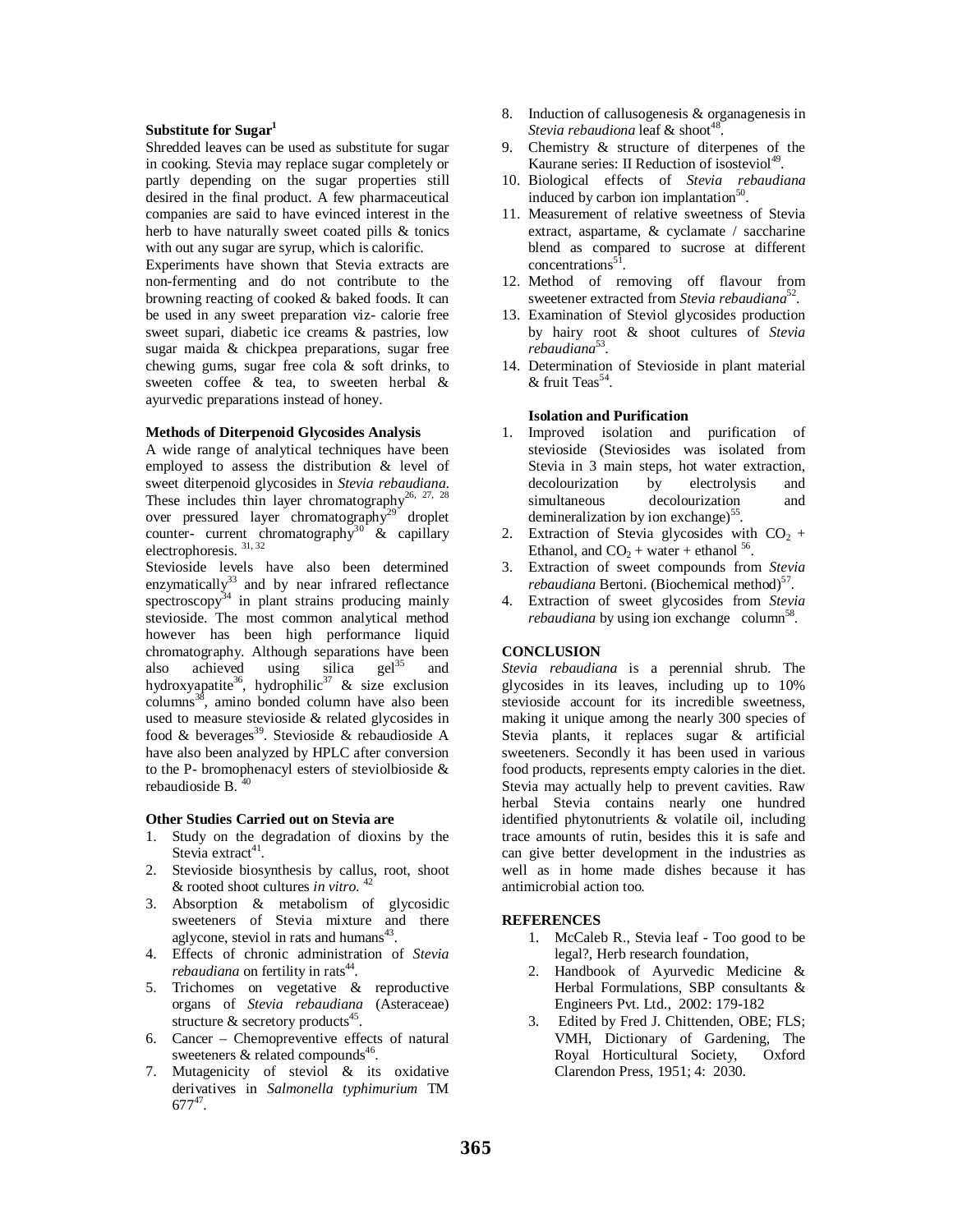**Substitute for Sugar[1]**

Shredded leaves can be used as substitute for sugar in cooking. Stevia may replace sugar completely or partly depending on the sugar properties still desired in the final product. A few pharmaceutical companies are said to have evinced interest in the herb to have naturally sweet coated pills & tonics with out any sugar are syrup, which is calorific.

Experiments have shown that Stevia extracts are non-fermenting and do not contribute to the browning reacting of cooked & baked foods. It can be used in any sweet preparation viz- calorie free sweet supari, diabetic ice creams & pastries, low sugar maida & chickpea preparations, sugar free chewing gums, sugar free cola & soft drinks, to sweeten coffee & tea, to sweeten herbal & ayurvedic preparations instead of honey.

**Methods of Diterpenoid Glycosides Analysis**

A wide range of analytical techniques have been employed to assess the distribution & level of sweet diterpenoid glycosides in *Stevia rebaudiana*. These includes thin layer chromatography[26, 27, 28] over pressured layer chromatography[29] droplet counter- current chromatography[30] & capillary electrophoresis. [31, 32]

Stevioside levels have also been determined enzymatically[33] and by near infrared reflectance spectroscopy[34] in plant strains producing mainly stevioside. The most common analytical method however has been high performance liquid chromatography. Although separations have been also achieved using silica gel[35] and hydroxyapatite[36], hydrophilic[37] & size exclusion columns[38], amino bonded column have also been used to measure stevioside & related glycosides in food & beverages[39]. Stevioside & rebaudioside A have also been analyzed by HPLC after conversion to the P- bromophenacyl esters of steviolbioside & rebaudioside B. [40]

**Other Studies Carried out on Stevia are**

1. Study on the degradation of dioxins by the Stevia extract[41].
2. Stevioside biosynthesis by callus, root, shoot & rooted shoot cultures *in vitro.* [42]
3. Absorption & metabolism of glycosidic sweeteners of Stevia mixture and there aglycone, steviol in rats and humans[43].
4. Effects of chronic administration of *Stevia rebaudiana* on fertility in rats[44].
5. Trichomes on vegetative & reproductive organs of *Stevia rebaudiana* (Asteraceae) structure & secretory products[45].
6. Cancer – Chemopreventive effects of natural sweeteners & related compounds[46].
7. Mutagenicity of steviol & its oxidative derivatives in *Salmonella typhimurium* TM 677[47].
8. Induction of callusogenesis & organagenesis in *Stevia rebaudiona* leaf & shoot[48].
9. Chemistry & structure of diterpenes of the Kaurane series: II Reduction of isosteviol[49].
10. Biological effects of *Stevia rebaudiana* induced by carbon ion implantation[50].
11. Measurement of relative sweetness of Stevia extract, aspartame, & cyclamate / saccharine blend as compared to sucrose at different concentrations[51].
12. Method of removing off flavour from sweetener extracted from *Stevia rebaudiana*[52].
13. Examination of Steviol glycosides production by hairy root & shoot cultures of *Stevia rebaudiana*[53].
14. Determination of Stevioside in plant material & fruit Teas[54].

**Isolation and Purification**

1. Improved isolation and purification of stevioside (Steviosides was isolated from Stevia in 3 main steps, hot water extraction, decolourization by electrolysis and simultaneous decolourization and demineralization by ion exchange)[55].
2. Extraction of Stevia glycosides with $CO_2$ + Ethanol, and $CO_2$ + water + ethanol [56].
3. Extraction of sweet compounds from *Stevia rebaudiana* Bertoni. (Biochemical method)[57].
4. Extraction of sweet glycosides from *Stevia rebaudiana* by using ion exchange column[58].

## CONCLUSION

*Stevia rebaudiana* is a perennial shrub. The glycosides in its leaves, including up to 10% stevioside account for its incredible sweetness, making it unique among the nearly 300 species of Stevia plants, it replaces sugar & artificial sweeteners. Secondly it has been used in various food products, represents empty calories in the diet. Stevia may actually help to prevent cavities. Raw herbal Stevia contains nearly one hundred identified phytonutrients & volatile oil, including trace amounts of rutin, besides this it is safe and can give better development in the industries as well as in home made dishes because it has antimicrobial action too.

## REFERENCES

1. McCaleb R., Stevia leaf - Too good to be legal?, Herb research foundation,
2. Handbook of Ayurvedic Medicine & Herbal Formulations, SBP consultants & Engineers Pvt. Ltd., 2002: 179-182
3. Edited by Fred J. Chittenden, OBE; FLS; VMH, Dictionary of Gardening, The Royal Horticultural Society, Oxford Clarendon Press, 1951; 4: 2030.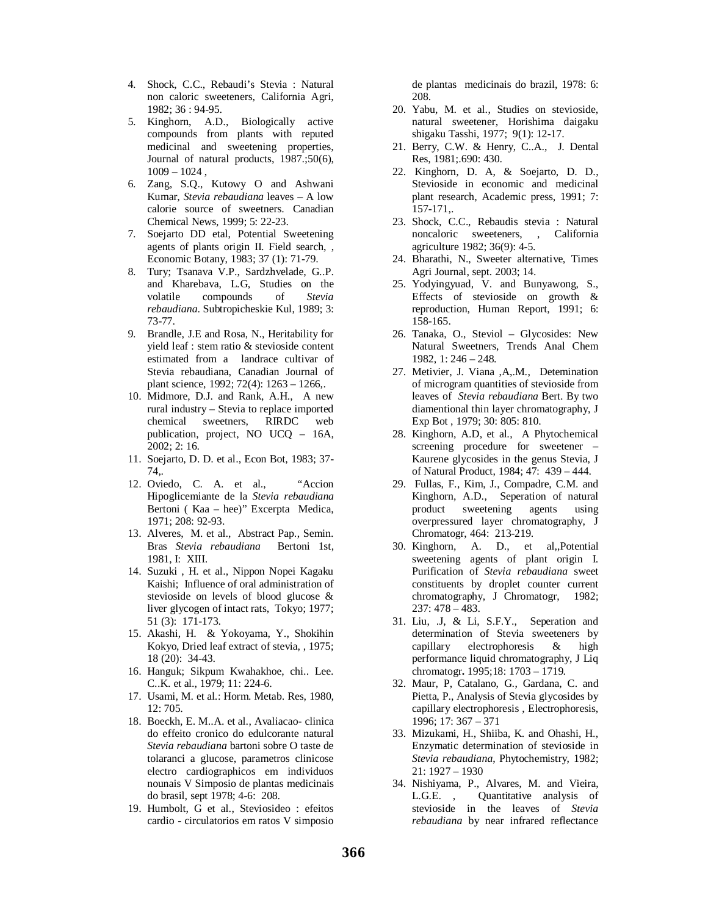4. Shock, C.C., Rebaudi's Stevia : Natural non caloric sweeteners, California Agri, 1982; 36 : 94-95.
5. Kinghorn, A.D., Biologically active compounds from plants with reputed medicinal and sweetening properties, Journal of natural products, 1987.;50(6), 1009 – 1024 ,
6. Zang, S.Q., Kutowy O and Ashwani Kumar, *Stevia rebaudiana* leaves – A low calorie source of sweetners. Canadian Chemical News, 1999; 5: 22-23.
7. Soejarto DD etal, Potential Sweetening agents of plants origin II. Field search, , Economic Botany, 1983; 37 (1): 71-79.
8. Tury; Tsanava V.P., Sardzhvelade, G..P. and Kharebava, L.G, Studies on the volatile compounds of *Stevia rebaudiana*. Subtropicheskie Kul, 1989; 3: 73-77.
9. Brandle, J.E and Rosa, N., Heritability for yield leaf : stem ratio & stevioside content estimated from a landrace cultivar of Stevia rebaudiana, Canadian Journal of plant science, 1992; 72(4): 1263 – 1266,.
10. Midmore, D.J. and Rank, A.H., A new rural industry – Stevia to replace imported chemical sweetners, RIRDC web publication, project, NO UCQ – 16A, 2002; 2: 16.
11. Soejarto, D. D. et al., Econ Bot, 1983; 37-74,.
12. Oviedo, C. A. et al., "Accion Hipoglicemiante de la *Stevia rebaudiana* Bertoni ( Kaa – hee)" Excerpta Medica, 1971; 208: 92-93.
13. Alveres, M. et al., Abstract Pap., Semin. Bras *Stevia rebaudiana* Bertoni 1st, 1981, I: XIII.
14. Suzuki , H. et al., Nippon Nopei Kagaku Kaishi; Influence of oral administration of stevioside on levels of blood glucose & liver glycogen of intact rats, Tokyo; 1977; 51 (3): 171-173.
15. Akashi, H. & Yokoyama, Y., Shokihin Kokyo, Dried leaf extract of stevia, , 1975; 18 (20): 34-43.
16. Hanguk; Sikpum Kwahakhoe, chi.. Lee. C..K. et al., 1979; 11: 224-6.
17. Usami, M. et al.: Horm. Metab. Res, 1980, 12: 705.
18. Boeckh, E. M..A. et al., Avaliacao- clinica do effeito cronico do edulcorante natural *Stevia rebaudiana* bartoni sobre O taste de tolaranci a glucose, parametros clinicose electro cardiographicos em individuos nounais V Simposio de plantas medicinais do brasil, sept 1978; 4-6: 208.
19. Humbolt, G et al., Steviosideo : efeitos cardio - circulatorios em ratos V simposio de plantas medicinais do brazil, 1978: 6: 208.
20. Yabu, M. et al., Studies on stevioside, natural sweetener, Horishima daigaku shigaku Tasshi, 1977; 9(1): 12-17.
21. Berry, C.W. & Henry, C..A., J. Dental Res, 1981;.690: 430.
22. Kinghorn, D. A, & Soejarto, D. D., Stevioside in economic and medicinal plant research, Academic press, 1991; 7: 157-171,.
23. Shock, C.C., Rebaudis stevia : Natural noncaloric sweeteners, , California agriculture 1982; 36(9): 4-5.
24. Bharathi, N., Sweeter alternative, Times Agri Journal, sept. 2003; 14.
25. Yodyingyuad, V. and Bunyawong, S., Effects of stevioside on growth & reproduction, Human Report, 1991; 6: 158-165.
26. Tanaka, O., Steviol – Glycosides: New Natural Sweetners, Trends Anal Chem 1982, 1: 246 – 248.
27. Metivier, J. Viana ,A,.M., Detemination of microgram quantities of stevioside from leaves of *Stevia rebaudiana* Bert. By two diamentional thin layer chromatography, J Exp Bot , 1979; 30: 805: 810.
28. Kinghorn, A.D, et al., A Phytochemical screening procedure for sweetener – Kaurene glycosides in the genus Stevia, J of Natural Product, 1984; 47: 439 – 444.
29. Fullas, F., Kim, J., Compadre, C.M. and Kinghorn, A.D., Seperation of natural product sweetening agents using overpressured layer chromatography, J Chromatogr, 464: 213-219.
30. Kinghorn, A. D., et al,,Potential sweetening agents of plant origin I. Purification of *Stevia rebaudiana* sweet constituents by droplet counter current chromatography, J Chromatogr, 1982; 237: 478 – 483.
31. Liu, .J, & Li, S.F.Y., Seperation and determination of Stevia sweeteners by capillary electrophoresis & high performance liquid chromatography, J Liq chromatogr**.** 1995;18: 1703 – 1719.
32. Maur, P, Catalano, G., Gardana, C. and Pietta, P., Analysis of Stevia glycosides by capillary electrophoresis , Electrophoresis, 1996; 17: 367 – 371
33. Mizukami, H., Shiiba, K. and Ohashi, H., Enzymatic determination of stevioside in *Stevia rebaudiana*, Phytochemistry, 1982; 21: 1927 – 1930
34. Nishiyama, P., Alvares, M. and Vieira, L.G.E. , Quantitative analysis of stevioside in the leaves of *Stevia rebaudiana* by near infrared reflectance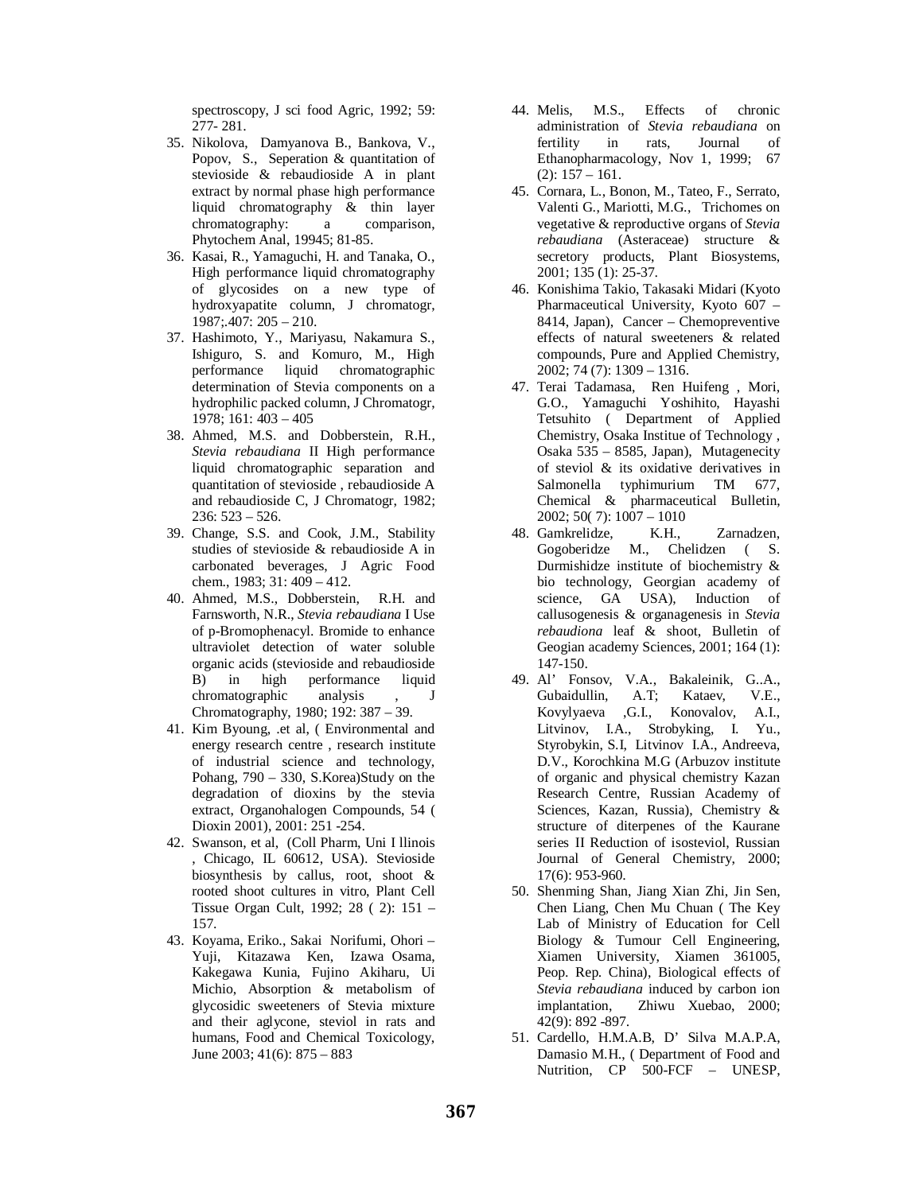spectroscopy, J sci food Agric, 1992; 59: 277- 281.

35. Nikolova, Damyanova B., Bankova, V., Popov, S., Seperation & quantitation of stevioside & rebaudioside A in plant extract by normal phase high performance liquid chromatography & thin layer chromatography: a comparison, Phytochem Anal, 19945; 81-85.
36. Kasai, R., Yamaguchi, H. and Tanaka, O., High performance liquid chromatography of glycosides on a new type of hydroxyapatite column, J chromatogr, 1987;.407: 205 – 210.
37. Hashimoto, Y., Mariyasu, Nakamura S., Ishiguro, S. and Komuro, M., High performance liquid chromatographic determination of Stevia components on a hydrophilic packed column, J Chromatogr, 1978; 161: 403 – 405
38. Ahmed, M.S. and Dobberstein, R.H., *Stevia rebaudiana* II High performance liquid chromatographic separation and quantitation of stevioside , rebaudioside A and rebaudioside C, J Chromatogr, 1982; 236: 523 – 526.
39. Change, S.S. and Cook, J.M., Stability studies of stevioside & rebaudioside A in carbonated beverages, J Agric Food chem., 1983; 31: 409 – 412.
40. Ahmed, M.S., Dobberstein, R.H. and Farnsworth, N.R., *Stevia rebaudiana* I Use of p-Bromophenacyl. Bromide to enhance ultraviolet detection of water soluble organic acids (stevioside and rebaudioside B) in high performance liquid chromatographic analysis , J Chromatography, 1980; 192: 387 – 39.
41. Kim Byoung, .et al, ( Environmental and energy research centre , research institute of industrial science and technology, Pohang, 790 – 330, S.Korea)Study on the degradation of dioxins by the stevia extract, Organohalogen Compounds, 54 ( Dioxin 2001), 2001: 251 -254.
42. Swanson, et al, (Coll Pharm, Uni I llinois , Chicago, IL 60612, USA). Stevioside biosynthesis by callus, root, shoot & rooted shoot cultures in vitro, Plant Cell Tissue Organ Cult, 1992; 28 ( 2): 151 – 157.
43. Koyama, Eriko., Sakai Norifumi, Ohori – Yuji, Kitazawa Ken, Izawa Osama, Kakegawa Kunia, Fujino Akiharu, Ui Michio, Absorption & metabolism of glycosidic sweeteners of Stevia mixture and their aglycone, steviol in rats and humans, Food and Chemical Toxicology, June 2003; 41(6): 875 – 883
44. Melis, M.S., Effects of chronic administration of *Stevia rebaudiana* on fertility in rats, Journal of Ethanopharmacology, Nov 1, 1999; 67 (2): 157 – 161.
45. Cornara, L., Bonon, M., Tateo, F., Serrato, Valenti G., Mariotti, M.G., Trichomes on vegetative & reproductive organs of *Stevia rebaudiana* (Asteraceae) structure & secretory products, Plant Biosystems, 2001; 135 (1): 25-37.
46. Konishima Takio, Takasaki Midari (Kyoto Pharmaceutical University, Kyoto 607 – 8414, Japan), Cancer – Chemopreventive effects of natural sweeteners & related compounds, Pure and Applied Chemistry, 2002; 74 (7): 1309 – 1316.
47. Terai Tadamasa, Ren Huifeng , Mori, G.O., Yamaguchi Yoshihito, Hayashi Tetsuhito ( Department of Applied Chemistry, Osaka Institue of Technology , Osaka 535 – 8585, Japan), Mutagenecity of steviol & its oxidative derivatives in Salmonella typhimurium TM 677, Chemical & pharmaceutical Bulletin, 2002; 50( 7): 1007 – 1010
48. Gamkrelidze, K.H., Zarnadzen, Gogoberidze M., Chelidzen ( S. Durmishidze institute of biochemistry & bio technology, Georgian academy of science, GA USA), Induction of callusogenesis & organagenesis in *Stevia rebaudiona* leaf & shoot, Bulletin of Geogian academy Sciences, 2001; 164 (1): 147-150.
49. Al' Fonsov, V.A., Bakaleinik, G..A., Gubaidullin, A.T; Kataev, V.E., Kovylyaeva ,G.I., Konovalov, A.I., Litvinov, I.A., Strobyking, I. Yu., Styrobykin, S.I, Litvinov I.A., Andreeva, D.V., Korochkina M.G (Arbuzov institute of organic and physical chemistry Kazan Research Centre, Russian Academy of Sciences, Kazan, Russia), Chemistry & structure of diterpenes of the Kaurane series II Reduction of isosteviol, Russian Journal of General Chemistry, 2000; 17(6): 953-960.
50. Shenming Shan, Jiang Xian Zhi, Jin Sen, Chen Liang, Chen Mu Chuan ( The Key Lab of Ministry of Education for Cell Biology & Tumour Cell Engineering, Xiamen University, Xiamen 361005, Peop. Rep. China), Biological effects of *Stevia rebaudiana* induced by carbon ion implantation, Zhiwu Xuebao, 2000; 42(9): 892 -897.
51. Cardello, H.M.A.B, D' Silva M.A.P.A, Damasio M.H., ( Department of Food and Nutrition, CP 500-FCF – UNESP,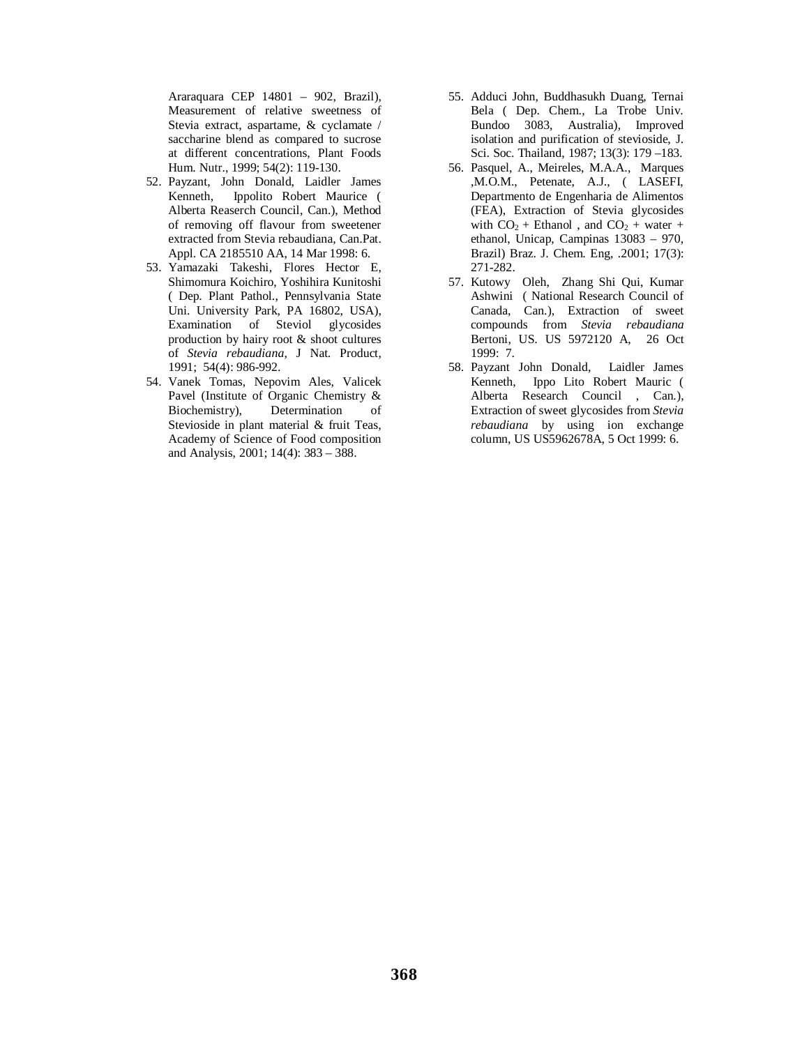Araraquara CEP 14801 – 902, Brazil), Measurement of relative sweetness of Stevia extract, aspartame, & cyclamate / saccharine blend as compared to sucrose at different concentrations, Plant Foods Hum. Nutr., 1999; 54(2): 119-130.

52. Payzant, John Donald, Laidler James Kenneth, Ippolito Robert Maurice ( Alberta Reaserch Council, Can.), Method of removing off flavour from sweetener extracted from Stevia rebaudiana, Can.Pat. Appl. CA 2185510 AA, 14 Mar 1998: 6.
53. Yamazaki Takeshi, Flores Hector E, Shimomura Koichiro, Yoshihira Kunitoshi ( Dep. Plant Pathol., Pennsylvania State Uni. University Park, PA 16802, USA), Examination of Steviol glycosides production by hairy root & shoot cultures of *Stevia rebaudiana*, J Nat. Product, 1991; 54(4): 986-992.
54. Vanek Tomas, Nepovim Ales, Valicek Pavel (Institute of Organic Chemistry & Biochemistry), Determination of Stevioside in plant material & fruit Teas, Academy of Science of Food composition and Analysis, 2001; 14(4): 383 – 388.
55. Adduci John, Buddhasukh Duang, Ternai Bela ( Dep. Chem., La Trobe Univ. Bundoo 3083, Australia), Improved isolation and purification of stevioside, J. Sci. Soc. Thailand, 1987; 13(3): 179 –183.
56. Pasquel, A., Meireles, M.A.A., Marques ,M.O.M., Petenate, A.J., ( LASEFI, Departmento de Engenharia de Alimentos (FEA), Extraction of Stevia glycosides with $CO_2$ + Ethanol , and $CO_2$ + water + ethanol, Unicap, Campinas 13083 – 970, Brazil) Braz. J. Chem. Eng, .2001; 17(3): 271-282.
57. Kutowy Oleh, Zhang Shi Qui, Kumar Ashwini ( National Research Council of Canada, Can.), Extraction of sweet compounds from *Stevia rebaudiana* Bertoni, US. US 5972120 A, 26 Oct 1999: 7.
58. Payzant John Donald, Laidler James Kenneth, Ippo Lito Robert Mauric ( Alberta Research Council , Can.), Extraction of sweet glycosides from *Stevia rebaudiana* by using ion exchange column, US US5962678A, 5 Oct 1999: 6.